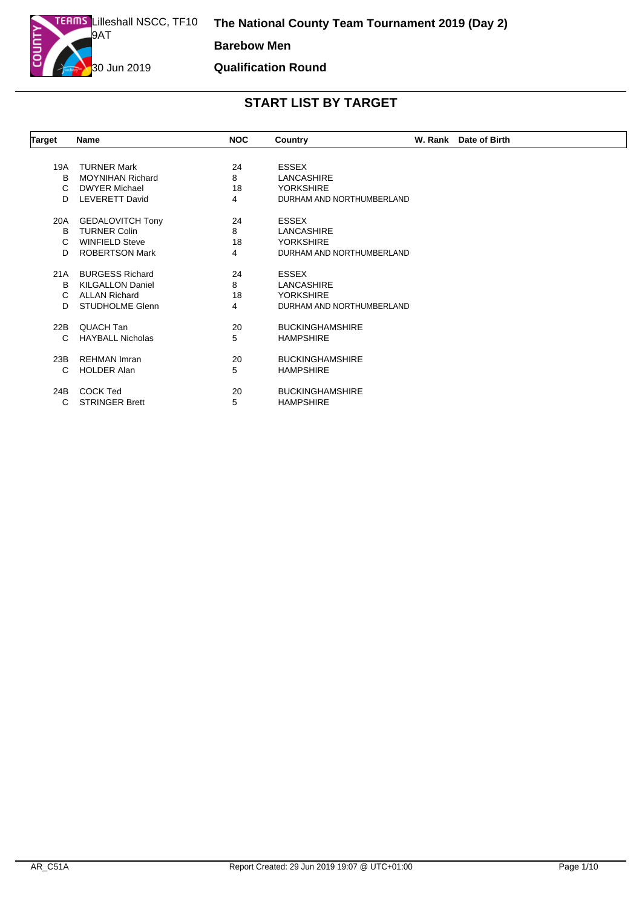Lilleshall NSCC, TF10 9AT

30 Jun 2019

# The National County Team Tournament 2019 (Day 2)

**Barebow Men**

**Qualification Round**

## START LIST BY TARGET

| Target | Name | NOC | Country | W. Rank | Date of Birth |
|---|---|---|---|---|---|
| 19A | TURNER Mark | 24 | ESSEX | | |
| B | MOYNIHAN Richard | 8 | LANCASHIRE | | |
| C | DWYER Michael | 18 | YORKSHIRE | | |
| D | LEVERETT David | 4 | DURHAM AND NORTHUMBERLAND | | |
| 20A | GEDALOVITCH Tony | 24 | ESSEX | | |
| B | TURNER Colin | 8 | LANCASHIRE | | |
| C | WINFIELD Steve | 18 | YORKSHIRE | | |
| D | ROBERTSON Mark | 4 | DURHAM AND NORTHUMBERLAND | | |
| 21A | BURGESS Richard | 24 | ESSEX | | |
| B | KILGALLON Daniel | 8 | LANCASHIRE | | |
| C | ALLAN Richard | 18 | YORKSHIRE | | |
| D | STUDHOLME Glenn | 4 | DURHAM AND NORTHUMBERLAND | | |
| 22B | QUACH Tan | 20 | BUCKINGHAMSHIRE | | |
| C | HAYBALL Nicholas | 5 | HAMPSHIRE | | |
| 23B | REHMAN Imran | 20 | BUCKINGHAMSHIRE | | |
| C | HOLDER Alan | 5 | HAMPSHIRE | | |
| 24B | COCK Ted | 20 | BUCKINGHAMSHIRE | | |
| C | STRINGER Brett | 5 | HAMPSHIRE | | |

AR_C51A

Report Created: 29 Jun 2019 19:07 @ UTC+01:00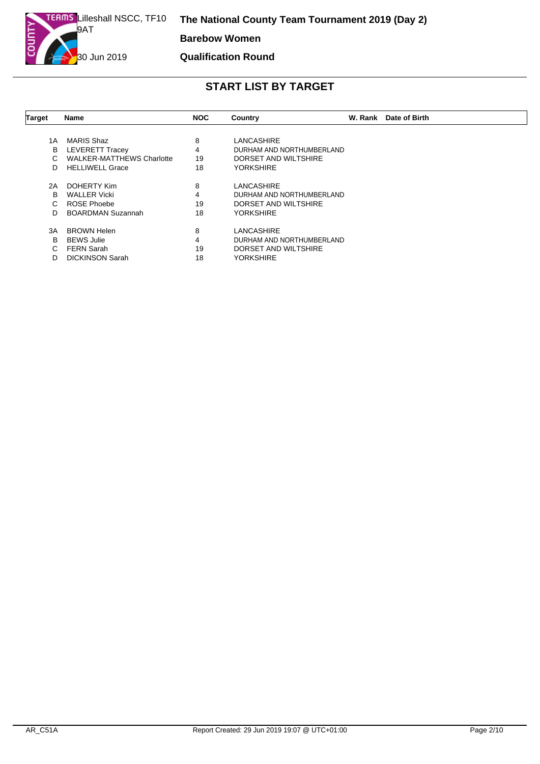Lilleshall NSCC, TF10 9AT

30 Jun 2019

**The National County Team Tournament 2019 (Day 2)**

**Barebow Women**

**Qualification Round**

## START LIST BY TARGET

| Target | Name | NOC | Country | W. Rank | Date of Birth |
|---|---|---|---|---|---|
| 1A | MARIS Shaz | 8 | LANCASHIRE | | |
| B | LEVERETT Tracey | 4 | DURHAM AND NORTHUMBERLAND | | |
| C | WALKER-MATTHEWS Charlotte | 19 | DORSET AND WILTSHIRE | | |
| D | HELLIWELL Grace | 18 | YORKSHIRE | | |
| 2A | DOHERTY Kim | 8 | LANCASHIRE | | |
| B | WALLER Vicki | 4 | DURHAM AND NORTHUMBERLAND | | |
| C | ROSE Phoebe | 19 | DORSET AND WILTSHIRE | | |
| D | BOARDMAN Suzannah | 18 | YORKSHIRE | | |
| 3A | BROWN Helen | 8 | LANCASHIRE | | |
| B | BEWS Julie | 4 | DURHAM AND NORTHUMBERLAND | | |
| C | FERN Sarah | 19 | DORSET AND WILTSHIRE | | |
| D | DICKINSON Sarah | 18 | YORKSHIRE | | |

AR_C51A

Report Created: 29 Jun 2019 19:07 @ UTC+01:00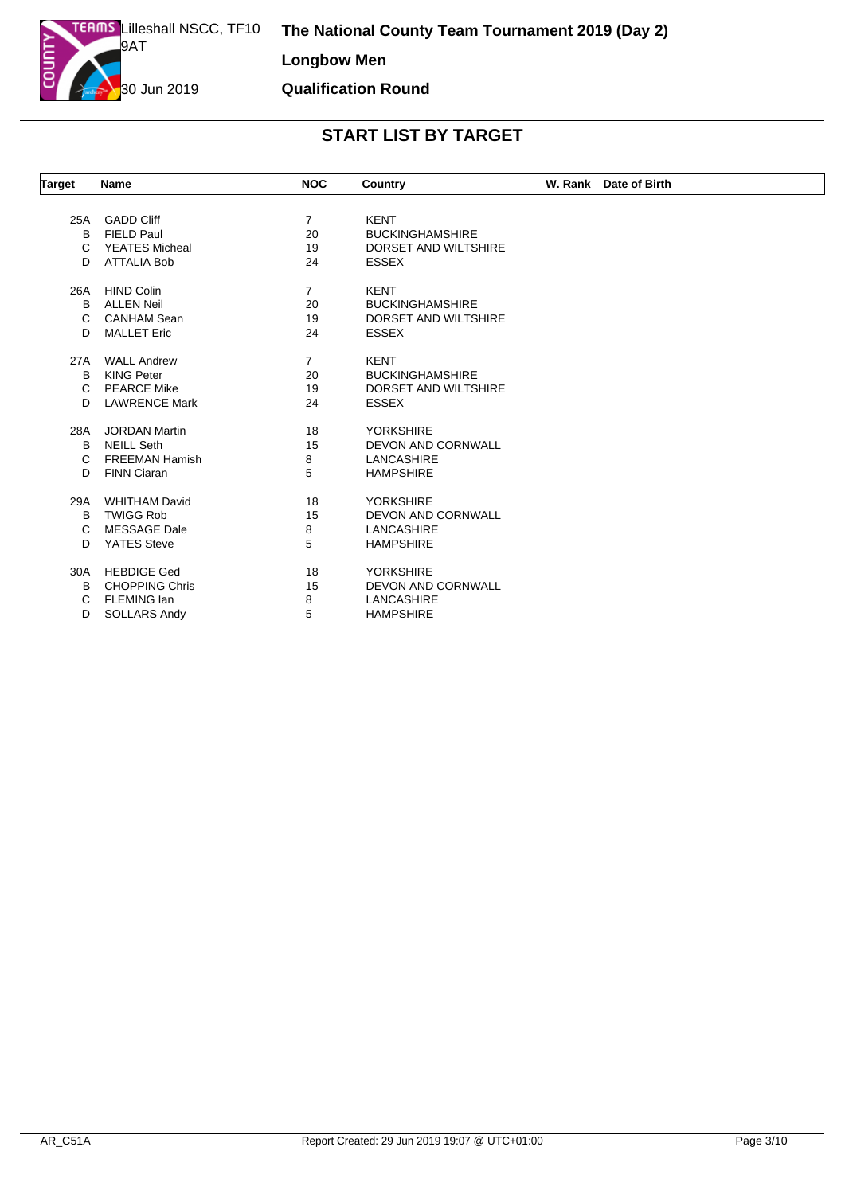Lilleshall NSCC, TF10 9AT

30 Jun 2019

# The National County Team Tournament 2019 (Day 2)

**Longbow Men**

**Qualification Round**

## START LIST BY TARGET

| Target | Name | NOC | Country | W. Rank | Date of Birth |
|---|---|---|---|---|---|
| 25A | GADD Cliff | 7 | KENT | | |
| B | FIELD Paul | 20 | BUCKINGHAMSHIRE | | |
| C | YEATES Micheal | 19 | DORSET AND WILTSHIRE | | |
| D | ATTALIA Bob | 24 | ESSEX | | |
| 26A | HIND Colin | 7 | KENT | | |
| B | ALLEN Neil | 20 | BUCKINGHAMSHIRE | | |
| C | CANHAM Sean | 19 | DORSET AND WILTSHIRE | | |
| D | MALLET Eric | 24 | ESSEX | | |
| 27A | WALL Andrew | 7 | KENT | | |
| B | KING Peter | 20 | BUCKINGHAMSHIRE | | |
| C | PEARCE Mike | 19 | DORSET AND WILTSHIRE | | |
| D | LAWRENCE Mark | 24 | ESSEX | | |
| 28A | JORDAN Martin | 18 | YORKSHIRE | | |
| B | NEILL Seth | 15 | DEVON AND CORNWALL | | |
| C | FREEMAN Hamish | 8 | LANCASHIRE | | |
| D | FINN Ciaran | 5 | HAMPSHIRE | | |
| 29A | WHITHAM David | 18 | YORKSHIRE | | |
| B | TWIGG Rob | 15 | DEVON AND CORNWALL | | |
| C | MESSAGE Dale | 8 | LANCASHIRE | | |
| D | YATES Steve | 5 | HAMPSHIRE | | |
| 30A | HEBDIGE Ged | 18 | YORKSHIRE | | |
| B | CHOPPING Chris | 15 | DEVON AND CORNWALL | | |
| C | FLEMING Ian | 8 | LANCASHIRE | | |
| D | SOLLARS Andy | 5 | HAMPSHIRE | | |

AR_C51A — Report Created: 29 Jun 2019 19:07 @ UTC+01:00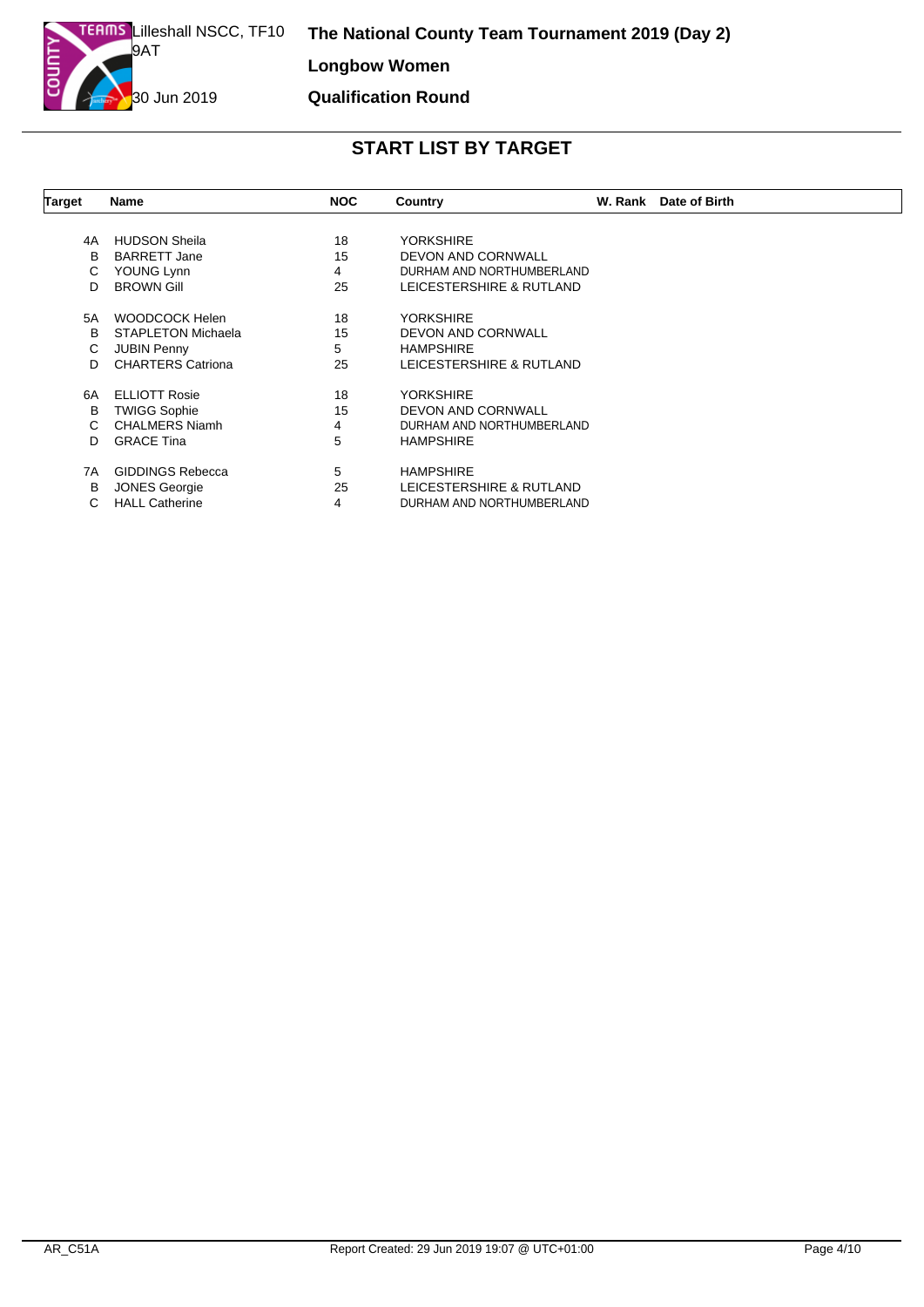Lilleshall NSCC, TF10 9AT

30 Jun 2019

**The National County Team Tournament 2019 (Day 2)**

**Longbow Women**

**Qualification Round**

## START LIST BY TARGET

| Target | Name | NOC | Country | W. Rank | Date of Birth |
|---|---|---|---|---|---|
| 4A | HUDSON Sheila | 18 | YORKSHIRE | | |
| B | BARRETT Jane | 15 | DEVON AND CORNWALL | | |
| C | YOUNG Lynn | 4 | DURHAM AND NORTHUMBERLAND | | |
| D | BROWN Gill | 25 | LEICESTERSHIRE & RUTLAND | | |
| 5A | WOODCOCK Helen | 18 | YORKSHIRE | | |
| B | STAPLETON Michaela | 15 | DEVON AND CORNWALL | | |
| C | JUBIN Penny | 5 | HAMPSHIRE | | |
| D | CHARTERS Catriona | 25 | LEICESTERSHIRE & RUTLAND | | |
| 6A | ELLIOTT Rosie | 18 | YORKSHIRE | | |
| B | TWIGG Sophie | 15 | DEVON AND CORNWALL | | |
| C | CHALMERS Niamh | 4 | DURHAM AND NORTHUMBERLAND | | |
| D | GRACE Tina | 5 | HAMPSHIRE | | |
| 7A | GIDDINGS Rebecca | 5 | HAMPSHIRE | | |
| B | JONES Georgie | 25 | LEICESTERSHIRE & RUTLAND | | |
| C | HALL Catherine | 4 | DURHAM AND NORTHUMBERLAND | | |

AR_C51A — Report Created: 29 Jun 2019 19:07 @ UTC+01:00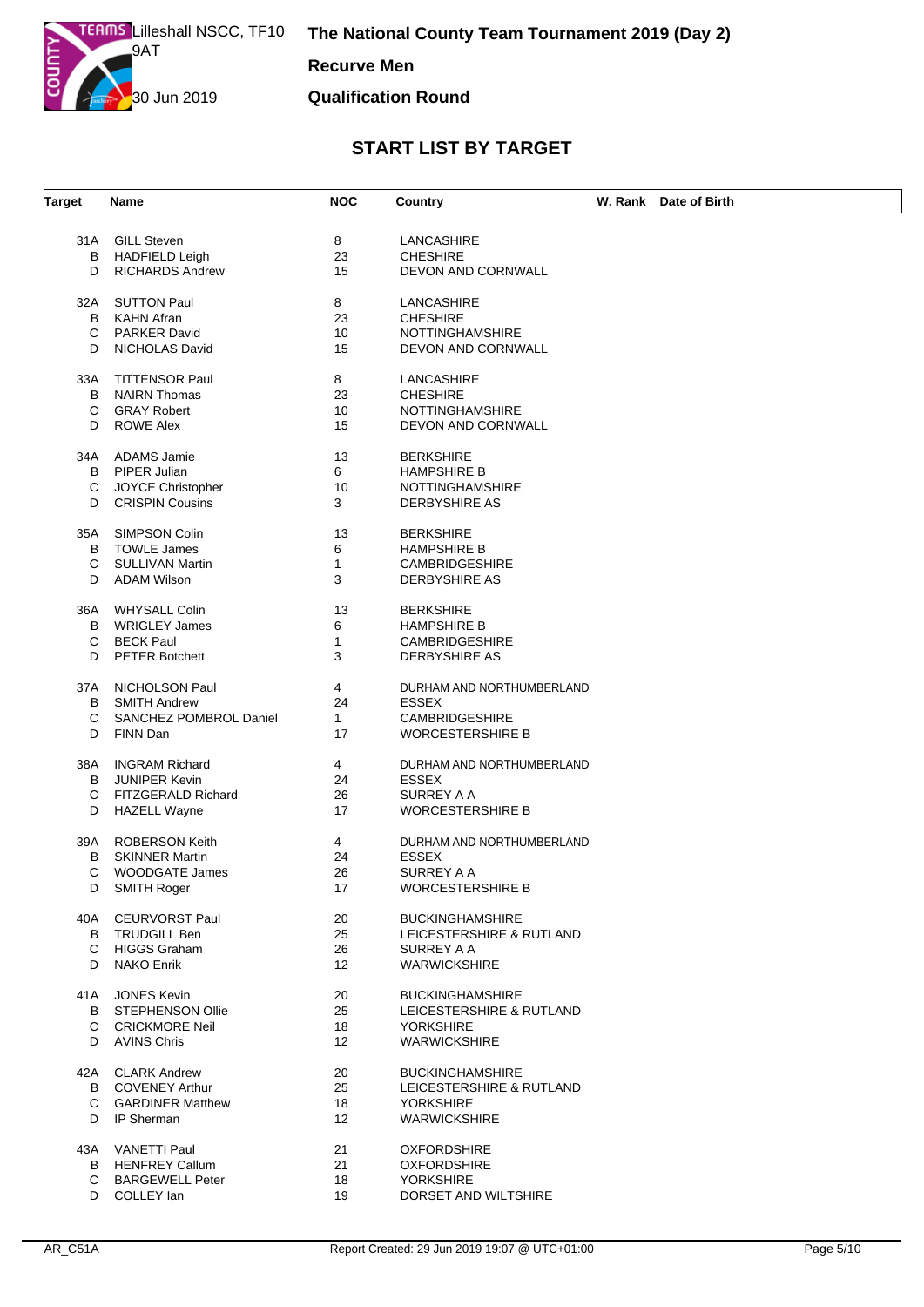# The National County Team Tournament 2019 (Day 2)

Lilleshall NSCC, TF10 9AT

30 Jun 2019

**Recurve Men**

**Qualification Round**

## START LIST BY TARGET

| Target | Name | NOC | Country | W. Rank | Date of Birth |
|---|---|---|---|---|---|
| 31A | GILL Steven | 8 | LANCASHIRE | | |
| B | HADFIELD Leigh | 23 | CHESHIRE | | |
| D | RICHARDS Andrew | 15 | DEVON AND CORNWALL | | |
| 32A | SUTTON Paul | 8 | LANCASHIRE | | |
| B | KAHN Afran | 23 | CHESHIRE | | |
| C | PARKER David | 10 | NOTTINGHAMSHIRE | | |
| D | NICHOLAS David | 15 | DEVON AND CORNWALL | | |
| 33A | TITTENSOR Paul | 8 | LANCASHIRE | | |
| B | NAIRN Thomas | 23 | CHESHIRE | | |
| C | GRAY Robert | 10 | NOTTINGHAMSHIRE | | |
| D | ROWE Alex | 15 | DEVON AND CORNWALL | | |
| 34A | ADAMS Jamie | 13 | BERKSHIRE | | |
| B | PIPER Julian | 6 | HAMPSHIRE B | | |
| C | JOYCE Christopher | 10 | NOTTINGHAMSHIRE | | |
| D | CRISPIN Cousins | 3 | DERBYSHIRE AS | | |
| 35A | SIMPSON Colin | 13 | BERKSHIRE | | |
| B | TOWLE James | 6 | HAMPSHIRE B | | |
| C | SULLIVAN Martin | 1 | CAMBRIDGESHIRE | | |
| D | ADAM Wilson | 3 | DERBYSHIRE AS | | |
| 36A | WHYSALL Colin | 13 | BERKSHIRE | | |
| B | WRIGLEY James | 6 | HAMPSHIRE B | | |
| C | BECK Paul | 1 | CAMBRIDGESHIRE | | |
| D | PETER Botchett | 3 | DERBYSHIRE AS | | |
| 37A | NICHOLSON Paul | 4 | DURHAM AND NORTHUMBERLAND | | |
| B | SMITH Andrew | 24 | ESSEX | | |
| C | SANCHEZ POMBROL Daniel | 1 | CAMBRIDGESHIRE | | |
| D | FINN Dan | 17 | WORCESTERSHIRE B | | |
| 38A | INGRAM Richard | 4 | DURHAM AND NORTHUMBERLAND | | |
| B | JUNIPER Kevin | 24 | ESSEX | | |
| C | FITZGERALD Richard | 26 | SURREY A A | | |
| D | HAZELL Wayne | 17 | WORCESTERSHIRE B | | |
| 39A | ROBERSON Keith | 4 | DURHAM AND NORTHUMBERLAND | | |
| B | SKINNER Martin | 24 | ESSEX | | |
| C | WOODGATE James | 26 | SURREY A A | | |
| D | SMITH Roger | 17 | WORCESTERSHIRE B | | |
| 40A | CEURVORST Paul | 20 | BUCKINGHAMSHIRE | | |
| B | TRUDGILL Ben | 25 | LEICESTERSHIRE & RUTLAND | | |
| C | HIGGS Graham | 26 | SURREY A A | | |
| D | NAKO Enrik | 12 | WARWICKSHIRE | | |
| 41A | JONES Kevin | 20 | BUCKINGHAMSHIRE | | |
| B | STEPHENSON Ollie | 25 | LEICESTERSHIRE & RUTLAND | | |
| C | CRICKMORE Neil | 18 | YORKSHIRE | | |
| D | AVINS Chris | 12 | WARWICKSHIRE | | |
| 42A | CLARK Andrew | 20 | BUCKINGHAMSHIRE | | |
| B | COVENEY Arthur | 25 | LEICESTERSHIRE & RUTLAND | | |
| C | GARDINER Matthew | 18 | YORKSHIRE | | |
| D | IP Sherman | 12 | WARWICKSHIRE | | |
| 43A | VANETTI Paul | 21 | OXFORDSHIRE | | |
| B | HENFREY Callum | 21 | OXFORDSHIRE | | |
| C | BARGEWELL Peter | 18 | YORKSHIRE | | |
| D | COLLEY Ian | 19 | DORSET AND WILTSHIRE | | |

AR_C51A Report Created: 29 Jun 2019 19:07 @ UTC+01:00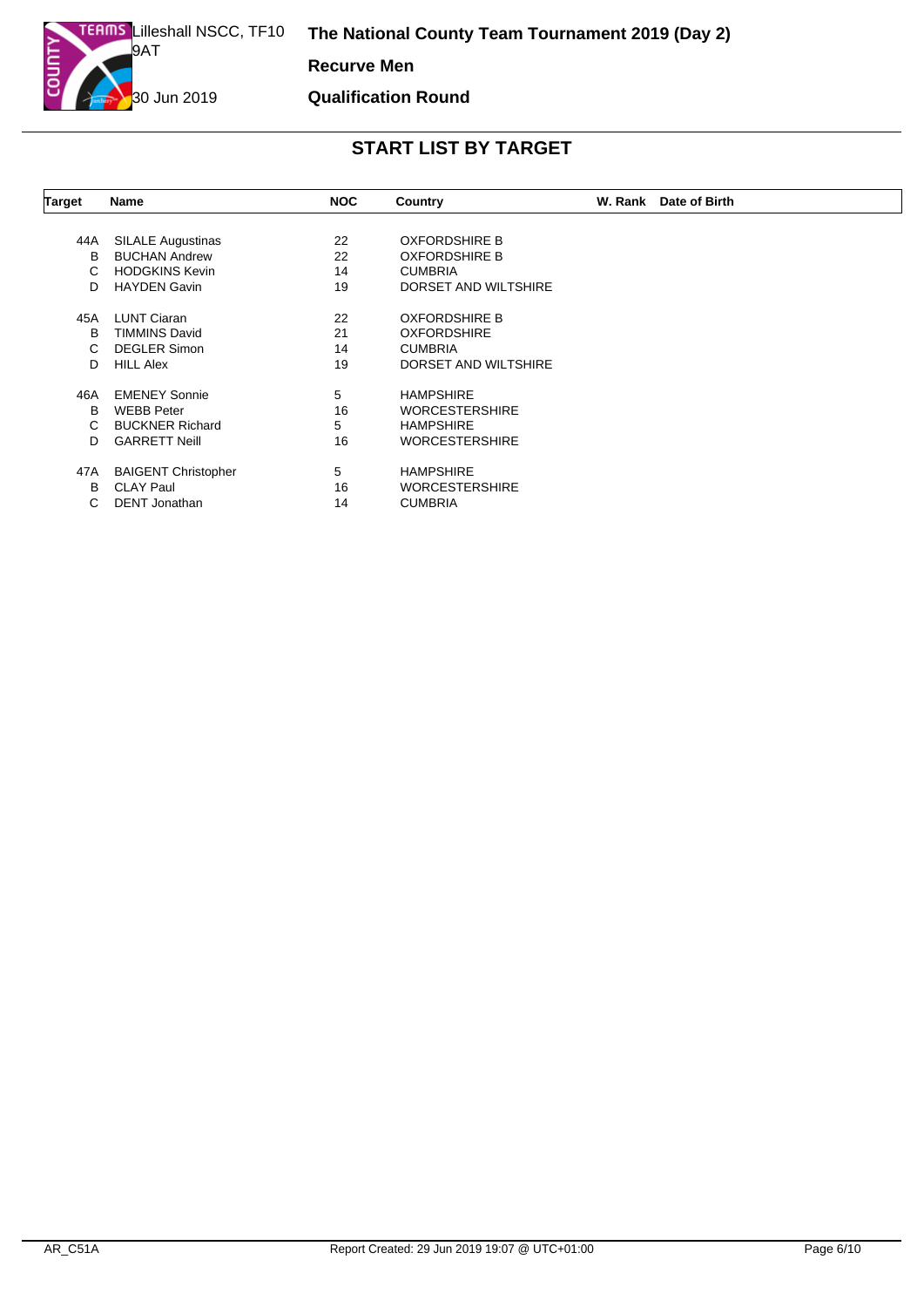Lilleshall NSCC, TF10 9AT

30 Jun 2019

**The National County Team Tournament 2019 (Day 2)**

**Recurve Men**

**Qualification Round**

## START LIST BY TARGET

| Target | Name | NOC | Country | W. Rank | Date of Birth |
|---|---|---|---|---|---|
| 44A | SILALE Augustinas | 22 | OXFORDSHIRE B | | |
| B | BUCHAN Andrew | 22 | OXFORDSHIRE B | | |
| C | HODGKINS Kevin | 14 | CUMBRIA | | |
| D | HAYDEN Gavin | 19 | DORSET AND WILTSHIRE | | |
| 45A | LUNT Ciaran | 22 | OXFORDSHIRE B | | |
| B | TIMMINS David | 21 | OXFORDSHIRE | | |
| C | DEGLER Simon | 14 | CUMBRIA | | |
| D | HILL Alex | 19 | DORSET AND WILTSHIRE | | |
| 46A | EMENEY Sonnie | 5 | HAMPSHIRE | | |
| B | WEBB Peter | 16 | WORCESTERSHIRE | | |
| C | BUCKNER Richard | 5 | HAMPSHIRE | | |
| D | GARRETT Neill | 16 | WORCESTERSHIRE | | |
| 47A | BAIGENT Christopher | 5 | HAMPSHIRE | | |
| B | CLAY Paul | 16 | WORCESTERSHIRE | | |
| C | DENT Jonathan | 14 | CUMBRIA | | |

AR_C51A Report Created: 29 Jun 2019 19:07 @ UTC+01:00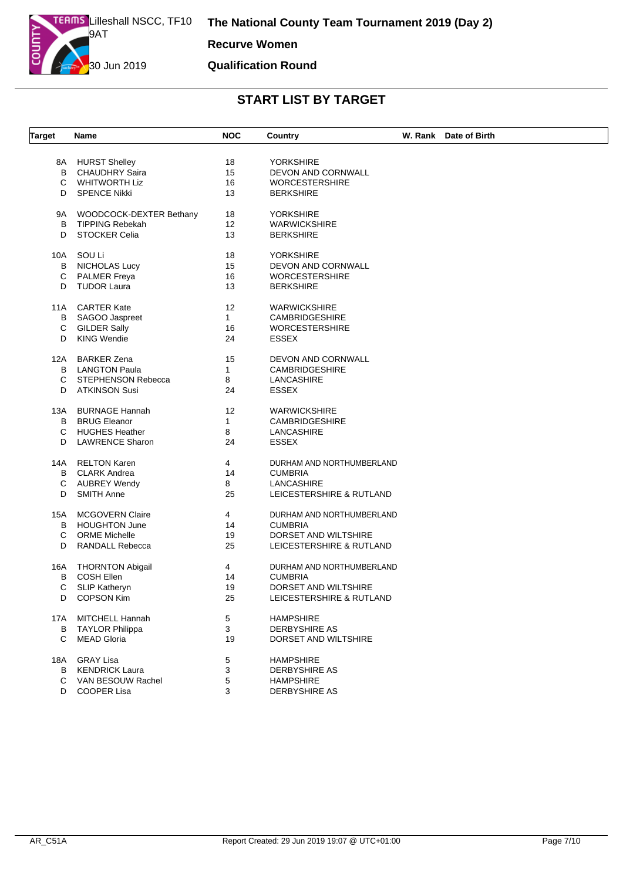Lilleshall NSCC, TF10 9AT

30 Jun 2019

# The National County Team Tournament 2019 (Day 2)

**Recurve Women**

**Qualification Round**

## START LIST BY TARGET

| Target | Name | NOC | Country | W. Rank | Date of Birth |
|---|---|---|---|---|---|
| 8A | HURST Shelley | 18 | YORKSHIRE | | |
| B | CHAUDHRY Saira | 15 | DEVON AND CORNWALL | | |
| C | WHITWORTH Liz | 16 | WORCESTERSHIRE | | |
| D | SPENCE Nikki | 13 | BERKSHIRE | | |
| 9A | WOODCOCK-DEXTER Bethany | 18 | YORKSHIRE | | |
| B | TIPPING Rebekah | 12 | WARWICKSHIRE | | |
| D | STOCKER Celia | 13 | BERKSHIRE | | |
| 10A | SOU Li | 18 | YORKSHIRE | | |
| B | NICHOLAS Lucy | 15 | DEVON AND CORNWALL | | |
| C | PALMER Freya | 16 | WORCESTERSHIRE | | |
| D | TUDOR Laura | 13 | BERKSHIRE | | |
| 11A | CARTER Kate | 12 | WARWICKSHIRE | | |
| B | SAGOO Jaspreet | 1 | CAMBRIDGESHIRE | | |
| C | GILDER Sally | 16 | WORCESTERSHIRE | | |
| D | KING Wendie | 24 | ESSEX | | |
| 12A | BARKER Zena | 15 | DEVON AND CORNWALL | | |
| B | LANGTON Paula | 1 | CAMBRIDGESHIRE | | |
| C | STEPHENSON Rebecca | 8 | LANCASHIRE | | |
| D | ATKINSON Susi | 24 | ESSEX | | |
| 13A | BURNAGE Hannah | 12 | WARWICKSHIRE | | |
| B | BRUG Eleanor | 1 | CAMBRIDGESHIRE | | |
| C | HUGHES Heather | 8 | LANCASHIRE | | |
| D | LAWRENCE Sharon | 24 | ESSEX | | |
| 14A | RELTON Karen | 4 | DURHAM AND NORTHUMBERLAND | | |
| B | CLARK Andrea | 14 | CUMBRIA | | |
| C | AUBREY Wendy | 8 | LANCASHIRE | | |
| D | SMITH Anne | 25 | LEICESTERSHIRE & RUTLAND | | |
| 15A | MCGOVERN Claire | 4 | DURHAM AND NORTHUMBERLAND | | |
| B | HOUGHTON June | 14 | CUMBRIA | | |
| C | ORME Michelle | 19 | DORSET AND WILTSHIRE | | |
| D | RANDALL Rebecca | 25 | LEICESTERSHIRE & RUTLAND | | |
| 16A | THORNTON Abigail | 4 | DURHAM AND NORTHUMBERLAND | | |
| B | COSH Ellen | 14 | CUMBRIA | | |
| C | SLIP Katheryn | 19 | DORSET AND WILTSHIRE | | |
| D | COPSON Kim | 25 | LEICESTERSHIRE & RUTLAND | | |
| 17A | MITCHELL Hannah | 5 | HAMPSHIRE | | |
| B | TAYLOR Philippa | 3 | DERBYSHIRE AS | | |
| C | MEAD Gloria | 19 | DORSET AND WILTSHIRE | | |
| 18A | GRAY Lisa | 5 | HAMPSHIRE | | |
| B | KENDRICK Laura | 3 | DERBYSHIRE AS | | |
| C | VAN BESOUW Rachel | 5 | HAMPSHIRE | | |
| D | COOPER Lisa | 3 | DERBYSHIRE AS | | |

AR_C51A Report Created: 29 Jun 2019 19:07 @ UTC+01:00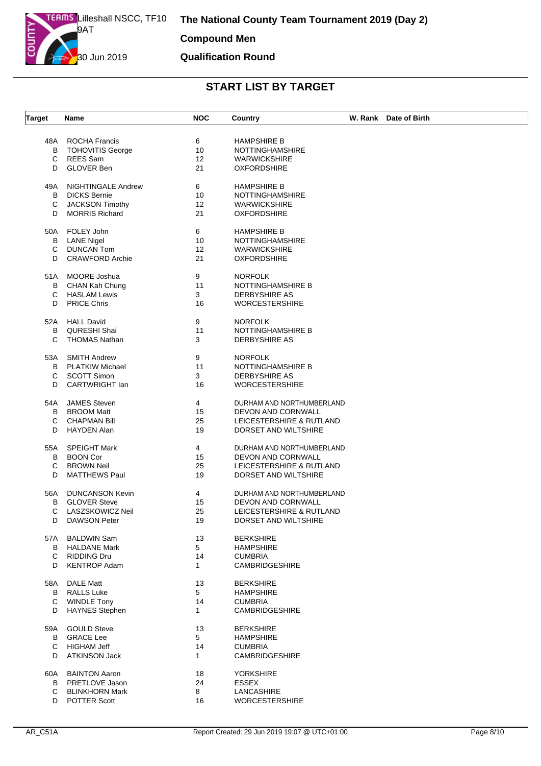# The National County Team Tournament 2019 (Day 2)

Lilleshall NSCC, TF10 9AT

30 Jun 2019

**Compound Men**

**Qualification Round**

## START LIST BY TARGET

| Target | Name | NOC | Country | W. Rank | Date of Birth |
|---|---|---|---|---|---|
| 48A | ROCHA Francis | 6 | HAMPSHIRE B | | |
| B | TOHOVITIS George | 10 | NOTTINGHAMSHIRE | | |
| C | REES Sam | 12 | WARWICKSHIRE | | |
| D | GLOVER Ben | 21 | OXFORDSHIRE | | |
| 49A | NIGHTINGALE Andrew | 6 | HAMPSHIRE B | | |
| B | DICKS Bernie | 10 | NOTTINGHAMSHIRE | | |
| C | JACKSON Timothy | 12 | WARWICKSHIRE | | |
| D | MORRIS Richard | 21 | OXFORDSHIRE | | |
| 50A | FOLEY John | 6 | HAMPSHIRE B | | |
| B | LANE Nigel | 10 | NOTTINGHAMSHIRE | | |
| C | DUNCAN Tom | 12 | WARWICKSHIRE | | |
| D | CRAWFORD Archie | 21 | OXFORDSHIRE | | |
| 51A | MOORE Joshua | 9 | NORFOLK | | |
| B | CHAN Kah Chung | 11 | NOTTINGHAMSHIRE B | | |
| C | HASLAM Lewis | 3 | DERBYSHIRE AS | | |
| D | PRICE Chris | 16 | WORCESTERSHIRE | | |
| 52A | HALL David | 9 | NORFOLK | | |
| B | QURESHI Shai | 11 | NOTTINGHAMSHIRE B | | |
| C | THOMAS Nathan | 3 | DERBYSHIRE AS | | |
| 53A | SMITH Andrew | 9 | NORFOLK | | |
| B | PLATKIW Michael | 11 | NOTTINGHAMSHIRE B | | |
| C | SCOTT Simon | 3 | DERBYSHIRE AS | | |
| D | CARTWRIGHT Ian | 16 | WORCESTERSHIRE | | |
| 54A | JAMES Steven | 4 | DURHAM AND NORTHUMBERLAND | | |
| B | BROOM Matt | 15 | DEVON AND CORNWALL | | |
| C | CHAPMAN Bill | 25 | LEICESTERSHIRE & RUTLAND | | |
| D | HAYDEN Alan | 19 | DORSET AND WILTSHIRE | | |
| 55A | SPEIGHT Mark | 4 | DURHAM AND NORTHUMBERLAND | | |
| B | BOON Cor | 15 | DEVON AND CORNWALL | | |
| C | BROWN Neil | 25 | LEICESTERSHIRE & RUTLAND | | |
| D | MATTHEWS Paul | 19 | DORSET AND WILTSHIRE | | |
| 56A | DUNCANSON Kevin | 4 | DURHAM AND NORTHUMBERLAND | | |
| B | GLOVER Steve | 15 | DEVON AND CORNWALL | | |
| C | LASZSKOWICZ Neil | 25 | LEICESTERSHIRE & RUTLAND | | |
| D | DAWSON Peter | 19 | DORSET AND WILTSHIRE | | |
| 57A | BALDWIN Sam | 13 | BERKSHIRE | | |
| B | HALDANE Mark | 5 | HAMPSHIRE | | |
| C | RIDDING Dru | 14 | CUMBRIA | | |
| D | KENTROP Adam | 1 | CAMBRIDGESHIRE | | |
| 58A | DALE Matt | 13 | BERKSHIRE | | |
| B | RALLS Luke | 5 | HAMPSHIRE | | |
| C | WINDLE Tony | 14 | CUMBRIA | | |
| D | HAYNES Stephen | 1 | CAMBRIDGESHIRE | | |
| 59A | GOULD Steve | 13 | BERKSHIRE | | |
| B | GRACE Lee | 5 | HAMPSHIRE | | |
| C | HIGHAM Jeff | 14 | CUMBRIA | | |
| D | ATKINSON Jack | 1 | CAMBRIDGESHIRE | | |
| 60A | BAINTON Aaron | 18 | YORKSHIRE | | |
| B | PRETLOVE Jason | 24 | ESSEX | | |
| C | BLINKHORN Mark | 8 | LANCASHIRE | | |
| D | POTTER Scott | 16 | WORCESTERSHIRE | | |

AR_C51A    Report Created: 29 Jun 2019 19:07 @ UTC+01:00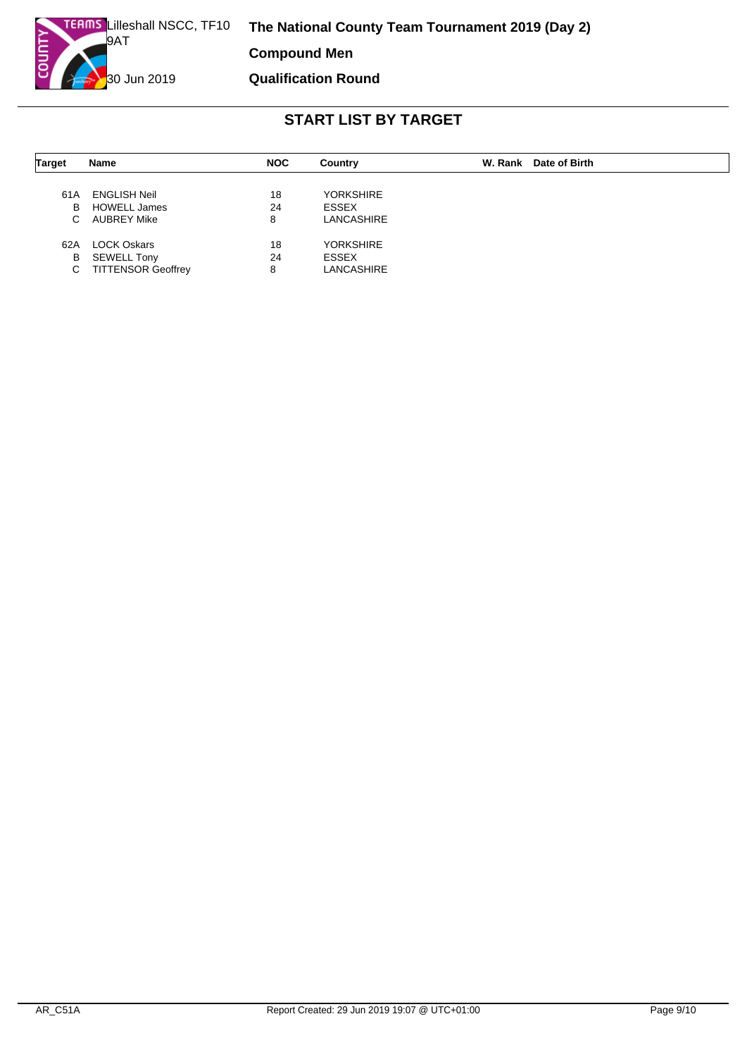Lilleshall NSCC, TF10 9AT

30 Jun 2019

# The National County Team Tournament 2019 (Day 2)

**Compound Men**

**Qualification Round**

## START LIST BY TARGET

| Target | Name | NOC | Country | W. Rank | Date of Birth |
|---|---|---|---|---|---|
| 61A | ENGLISH Neil | 18 | YORKSHIRE | | |
| B | HOWELL James | 24 | ESSEX | | |
| C | AUBREY Mike | 8 | LANCASHIRE | | |
| 62A | LOCK Oskars | 18 | YORKSHIRE | | |
| B | SEWELL Tony | 24 | ESSEX | | |
| C | TITTENSOR Geoffrey | 8 | LANCASHIRE | | |

AR_C51A

Report Created: 29 Jun 2019 19:07 @ UTC+01:00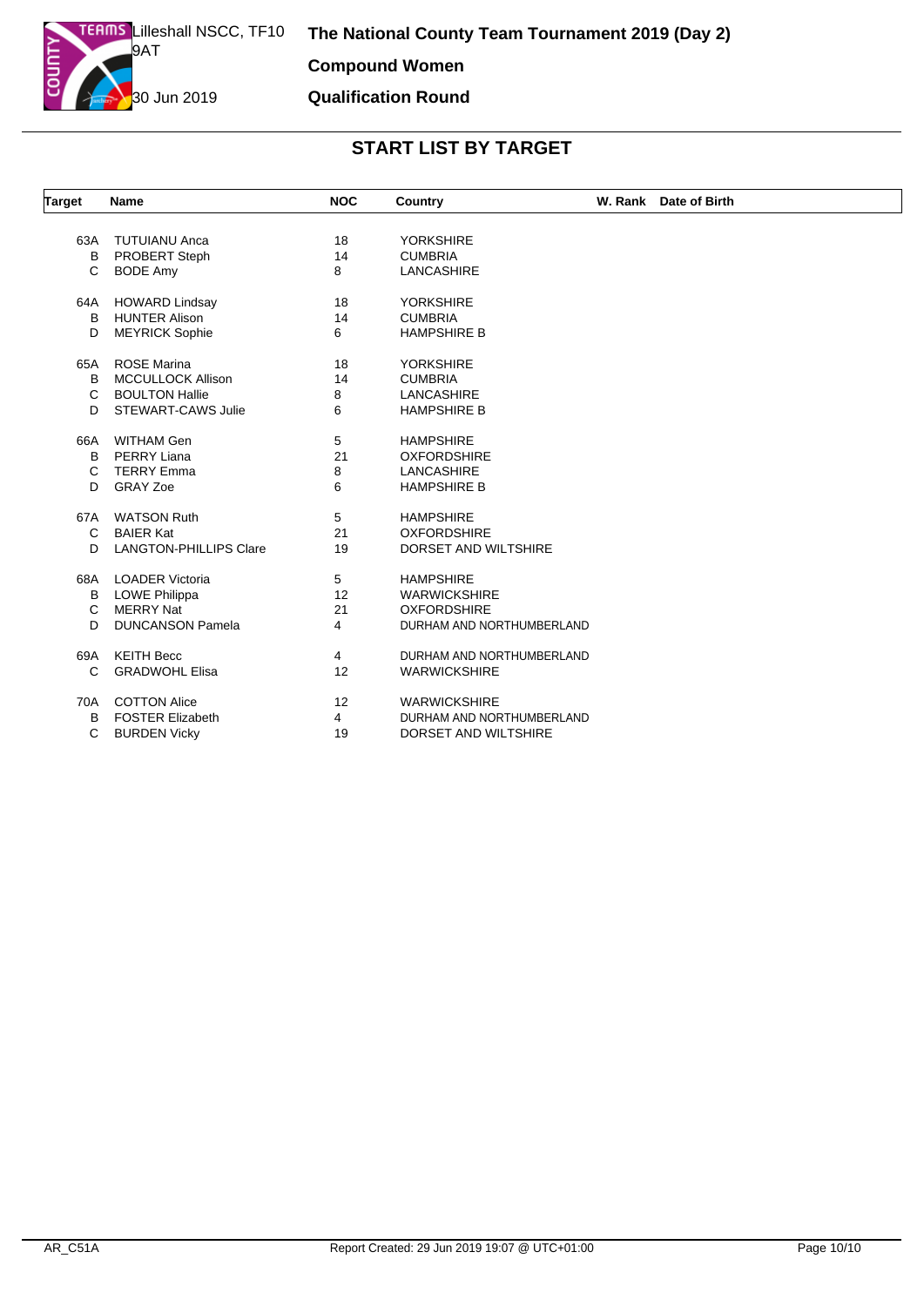# The National County Team Tournament 2019 (Day 2)

Lilleshall NSCC, TF10 9AT

30 Jun 2019

**Compound Women**

**Qualification Round**

## START LIST BY TARGET

| Target | Name | NOC | Country | W. Rank | Date of Birth |
|---|---|---|---|---|---|
| 63A | TUTUIANU Anca | 18 | YORKSHIRE | | |
| B | PROBERT Steph | 14 | CUMBRIA | | |
| C | BODE Amy | 8 | LANCASHIRE | | |
| 64A | HOWARD Lindsay | 18 | YORKSHIRE | | |
| B | HUNTER Alison | 14 | CUMBRIA | | |
| D | MEYRICK Sophie | 6 | HAMPSHIRE B | | |
| 65A | ROSE Marina | 18 | YORKSHIRE | | |
| B | MCCULLOCK Allison | 14 | CUMBRIA | | |
| C | BOULTON Hallie | 8 | LANCASHIRE | | |
| D | STEWART-CAWS Julie | 6 | HAMPSHIRE B | | |
| 66A | WITHAM Gen | 5 | HAMPSHIRE | | |
| B | PERRY Liana | 21 | OXFORDSHIRE | | |
| C | TERRY Emma | 8 | LANCASHIRE | | |
| D | GRAY Zoe | 6 | HAMPSHIRE B | | |
| 67A | WATSON Ruth | 5 | HAMPSHIRE | | |
| C | BAIER Kat | 21 | OXFORDSHIRE | | |
| D | LANGTON-PHILLIPS Clare | 19 | DORSET AND WILTSHIRE | | |
| 68A | LOADER Victoria | 5 | HAMPSHIRE | | |
| B | LOWE Philippa | 12 | WARWICKSHIRE | | |
| C | MERRY Nat | 21 | OXFORDSHIRE | | |
| D | DUNCANSON Pamela | 4 | DURHAM AND NORTHUMBERLAND | | |
| 69A | KEITH Becc | 4 | DURHAM AND NORTHUMBERLAND | | |
| C | GRADWOHL Elisa | 12 | WARWICKSHIRE | | |
| 70A | COTTON Alice | 12 | WARWICKSHIRE | | |
| B | FOSTER Elizabeth | 4 | DURHAM AND NORTHUMBERLAND | | |
| C | BURDEN Vicky | 19 | DORSET AND WILTSHIRE | | |

AR_C51A

Report Created: 29 Jun 2019 19:07 @ UTC+01:00